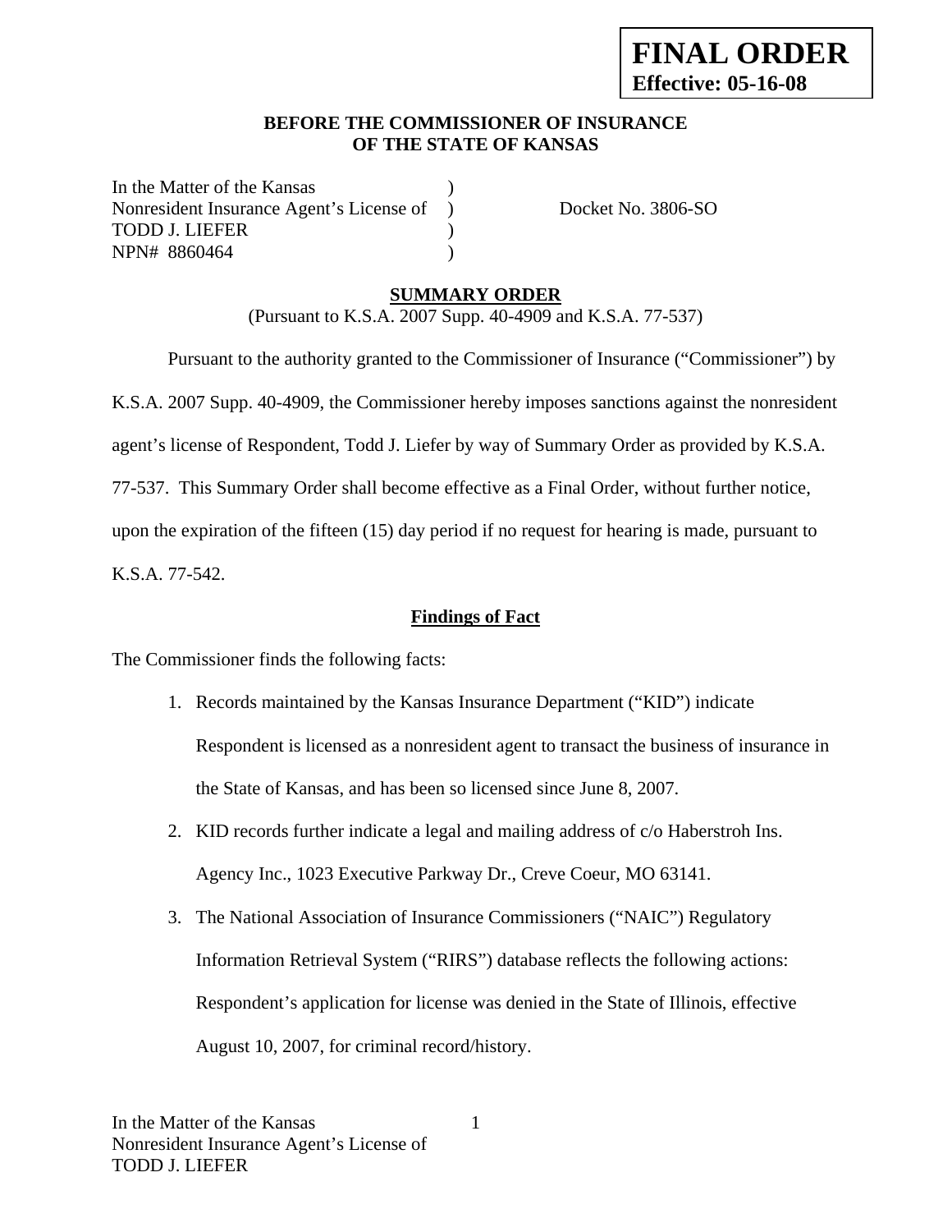**FINAL ORDER**
**Effective: 05-16-08**

**BEFORE THE COMMISSIONER OF INSURANCE**
**OF THE STATE OF KANSAS**

| | | |
|---|---|---|
| In the Matter of the Kansas | ) | |
| Nonresident Insurance Agent's License of | ) | Docket No. 3806-SO |
| TODD J. LIEFER | ) | |
| NPN# 8860464 | ) | |

## SUMMARY ORDER

(Pursuant to K.S.A. 2007 Supp. 40-4909 and K.S.A. 77-537)

Pursuant to the authority granted to the Commissioner of Insurance ("Commissioner") by K.S.A. 2007 Supp. 40-4909, the Commissioner hereby imposes sanctions against the nonresident agent's license of Respondent, Todd J. Liefer by way of Summary Order as provided by K.S.A. 77-537. This Summary Order shall become effective as a Final Order, without further notice, upon the expiration of the fifteen (15) day period if no request for hearing is made, pursuant to K.S.A. 77-542.

### Findings of Fact

The Commissioner finds the following facts:

1. Records maintained by the Kansas Insurance Department ("KID") indicate Respondent is licensed as a nonresident agent to transact the business of insurance in the State of Kansas, and has been so licensed since June 8, 2007.
2. KID records further indicate a legal and mailing address of c/o Haberstroh Ins. Agency Inc., 1023 Executive Parkway Dr., Creve Coeur, MO 63141.
3. The National Association of Insurance Commissioners ("NAIC") Regulatory Information Retrieval System ("RIRS") database reflects the following actions: Respondent's application for license was denied in the State of Illinois, effective August 10, 2007, for criminal record/history.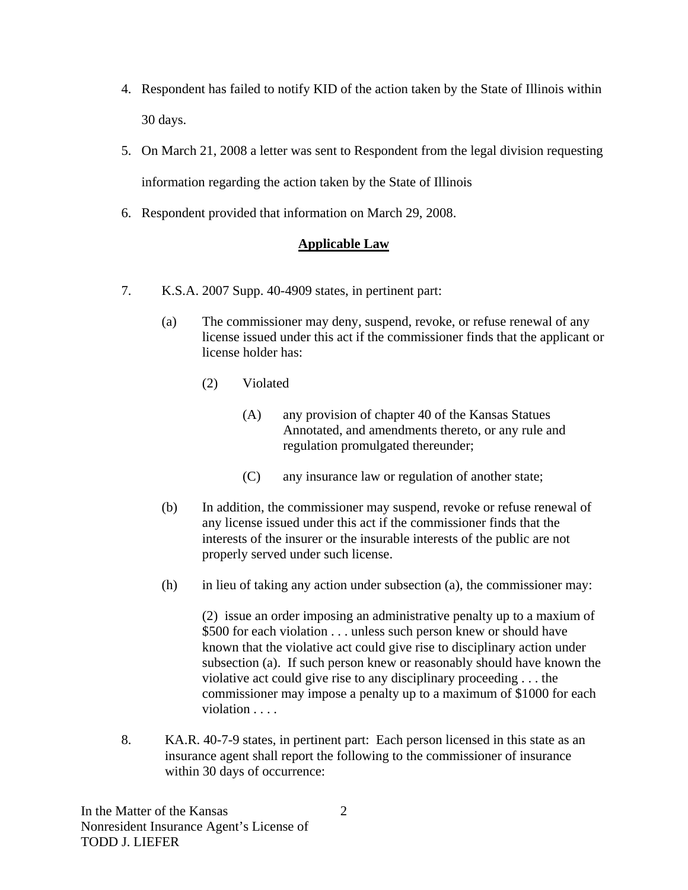4. Respondent has failed to notify KID of the action taken by the State of Illinois within 30 days.

5. On March 21, 2008 a letter was sent to Respondent from the legal division requesting information regarding the action taken by the State of Illinois

6. Respondent provided that information on March 29, 2008.

**Applicable Law**

7. K.S.A. 2007 Supp. 40-4909 states, in pertinent part:

   (a) The commissioner may deny, suspend, revoke, or refuse renewal of any license issued under this act if the commissioner finds that the applicant or license holder has:

      (2) Violated

         (A) any provision of chapter 40 of the Kansas Statues Annotated, and amendments thereto, or any rule and regulation promulgated thereunder;

         (C) any insurance law or regulation of another state;

   (b) In addition, the commissioner may suspend, revoke or refuse renewal of any license issued under this act if the commissioner finds that the interests of the insurer or the insurable interests of the public are not properly served under such license.

   (h) in lieu of taking any action under subsection (a), the commissioner may:

      (2) issue an order imposing an administrative penalty up to a maxium of $500 for each violation . . . unless such person knew or should have known that the violative act could give rise to disciplinary action under subsection (a). If such person knew or reasonably should have known the violative act could give rise to any disciplinary proceeding . . . the commissioner may impose a penalty up to a maximum of $1000 for each violation . . . .

8. KA.R. 40-7-9 states, in pertinent part: Each person licensed in this state as an insurance agent shall report the following to the commissioner of insurance within 30 days of occurrence: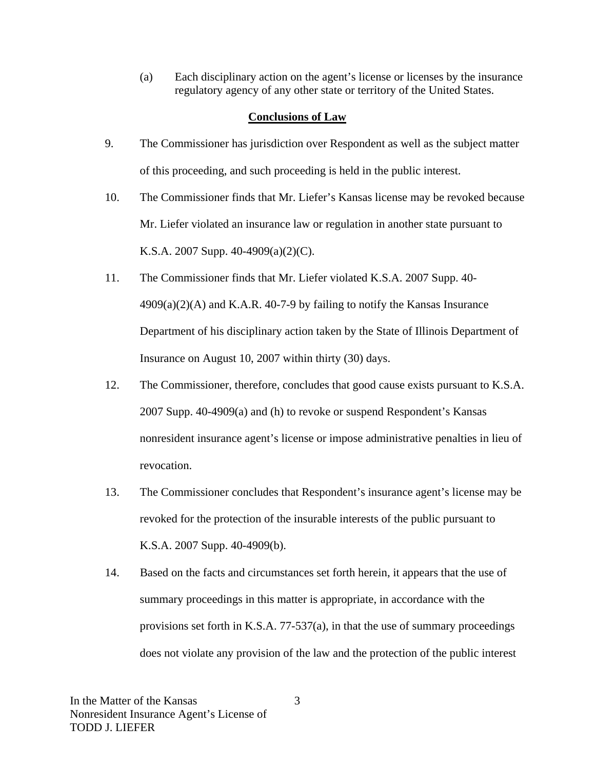(a) Each disciplinary action on the agent's license or licenses by the insurance regulatory agency of any other state or territory of the United States.

## Conclusions of Law

9. The Commissioner has jurisdiction over Respondent as well as the subject matter of this proceeding, and such proceeding is held in the public interest.

10. The Commissioner finds that Mr. Liefer's Kansas license may be revoked because Mr. Liefer violated an insurance law or regulation in another state pursuant to K.S.A. 2007 Supp. 40-4909(a)(2)(C).

11. The Commissioner finds that Mr. Liefer violated K.S.A. 2007 Supp. 40-4909(a)(2)(A) and K.A.R. 40-7-9 by failing to notify the Kansas Insurance Department of his disciplinary action taken by the State of Illinois Department of Insurance on August 10, 2007 within thirty (30) days.

12. The Commissioner, therefore, concludes that good cause exists pursuant to K.S.A. 2007 Supp. 40-4909(a) and (h) to revoke or suspend Respondent's Kansas nonresident insurance agent's license or impose administrative penalties in lieu of revocation.

13. The Commissioner concludes that Respondent's insurance agent's license may be revoked for the protection of the insurable interests of the public pursuant to K.S.A. 2007 Supp. 40-4909(b).

14. Based on the facts and circumstances set forth herein, it appears that the use of summary proceedings in this matter is appropriate, in accordance with the provisions set forth in K.S.A. 77-537(a), in that the use of summary proceedings does not violate any provision of the law and the protection of the public interest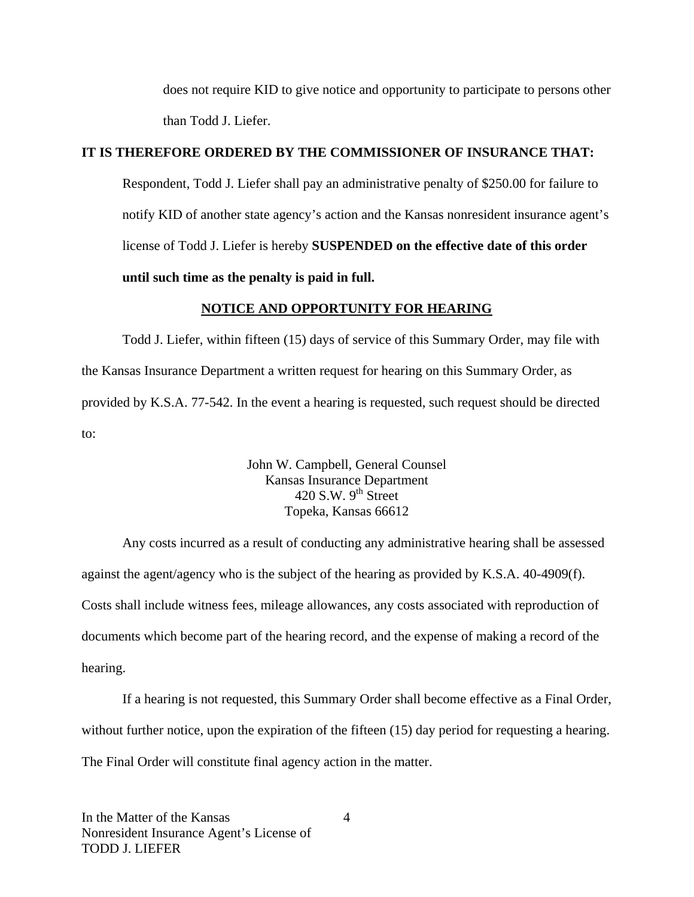does not require KID to give notice and opportunity to participate to persons other than Todd J. Liefer.

**IT IS THEREFORE ORDERED BY THE COMMISSIONER OF INSURANCE THAT:**

Respondent, Todd J. Liefer shall pay an administrative penalty of $250.00 for failure to notify KID of another state agency's action and the Kansas nonresident insurance agent's license of Todd J. Liefer is hereby **SUSPENDED on the effective date of this order until such time as the penalty is paid in full.**

**NOTICE AND OPPORTUNITY FOR HEARING**

Todd J. Liefer, within fifteen (15) days of service of this Summary Order, may file with the Kansas Insurance Department a written request for hearing on this Summary Order, as provided by K.S.A. 77-542. In the event a hearing is requested, such request should be directed to:

John W. Campbell, General Counsel
Kansas Insurance Department
420 S.W. 9th Street
Topeka, Kansas 66612

Any costs incurred as a result of conducting any administrative hearing shall be assessed against the agent/agency who is the subject of the hearing as provided by K.S.A. 40-4909(f). Costs shall include witness fees, mileage allowances, any costs associated with reproduction of documents which become part of the hearing record, and the expense of making a record of the hearing.

If a hearing is not requested, this Summary Order shall become effective as a Final Order, without further notice, upon the expiration of the fifteen (15) day period for requesting a hearing. The Final Order will constitute final agency action in the matter.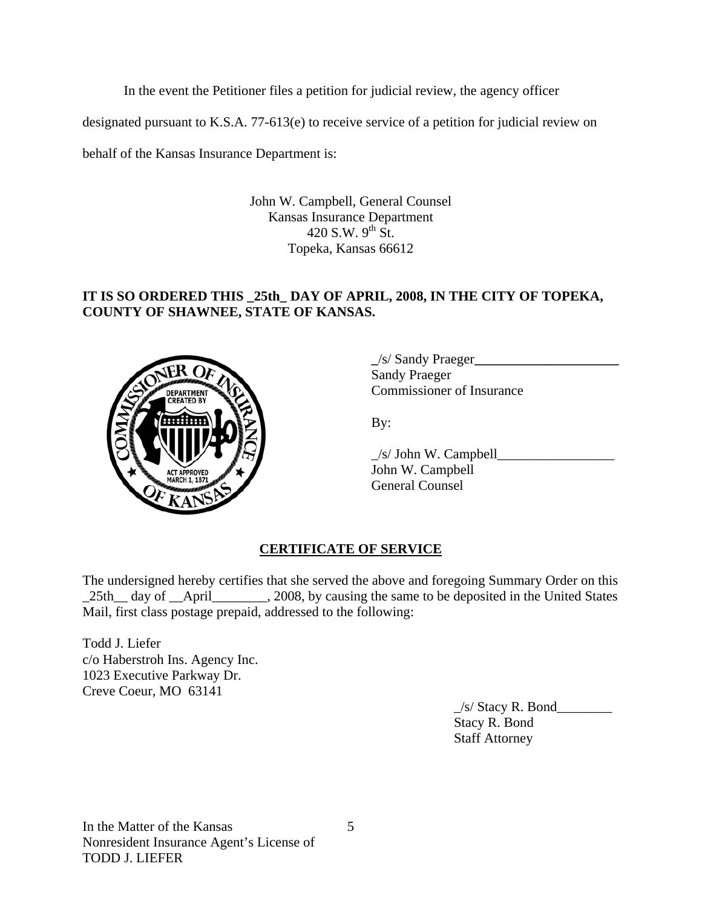In the event the Petitioner files a petition for judicial review, the agency officer designated pursuant to K.S.A. 77-613(e) to receive service of a petition for judicial review on behalf of the Kansas Insurance Department is:

John W. Campbell, General Counsel
Kansas Insurance Department
420 S.W. 9th St.
Topeka, Kansas 66612

**IT IS SO ORDERED THIS _25th_ DAY OF APRIL, 2008, IN THE CITY OF TOPEKA, COUNTY OF SHAWNEE, STATE OF KANSAS.**

_/s/ Sandy Praeger_____________________
Sandy Praeger
Commissioner of Insurance

By:

_/s/ John W. Campbell_________________
John W. Campbell
General Counsel

## CERTIFICATE OF SERVICE

The undersigned hereby certifies that she served the above and foregoing Summary Order on this _25th__ day of __April________, 2008, by causing the same to be deposited in the United States Mail, first class postage prepaid, addressed to the following:

Todd J. Liefer
c/o Haberstroh Ins. Agency Inc.
1023 Executive Parkway Dr.
Creve Coeur, MO 63141

_/s/ Stacy R. Bond________
Stacy R. Bond
Staff Attorney